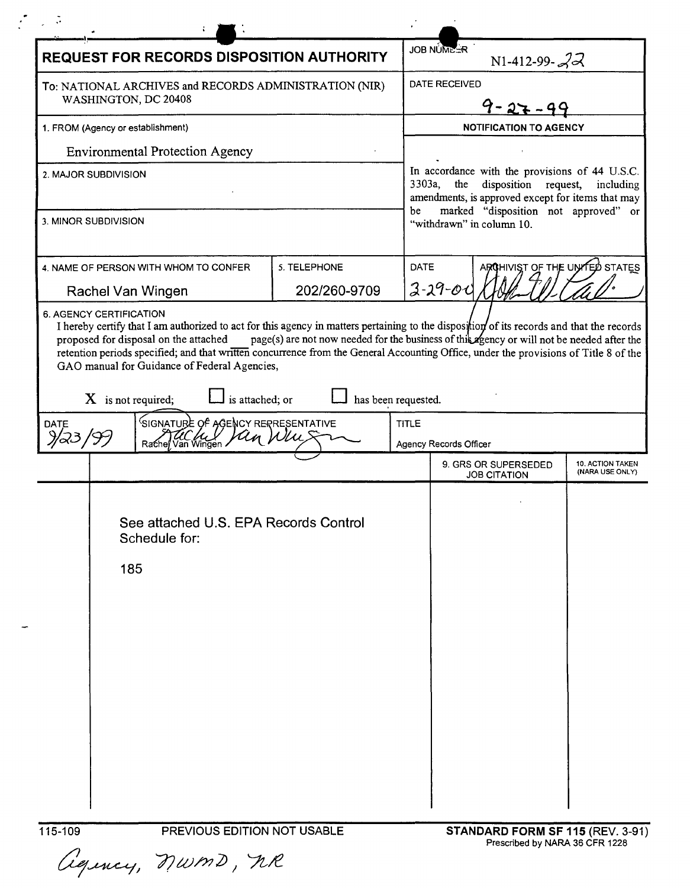# REQUEST FOR RECORDS DISPOSITION AUTHORITY

| | |
|---|---|
| **REQUEST FOR RECORDS DISPOSITION AUTHORITY** | JOB NUMBER N1-412-99-22 |
| To: NATIONAL ARCHIVES and RECORDS ADMINISTRATION (NIR) WASHINGTON, DC 20408 | DATE RECEIVED 9-27-99 |
| 1. FROM (Agency or establishment) Environmental Protection Agency | **NOTIFICATION TO AGENCY** |
| 2. MAJOR SUBDIVISION | In accordance with the provisions of 44 U.S.C. 3303a, the disposition request, including amendments, is approved except for items that may be marked "disposition not approved" or "withdrawn" in column 10. |
| 3. MINOR SUBDIVISION | |

| 4. NAME OF PERSON WITH WHOM TO CONFER | 5. TELEPHONE | DATE | ARCHIVIST OF THE UNITED STATES |
|---|---|---|---|
| Rachel Van Wingen | 202/260-9709 | 3-29-00 | [signature] |

6. AGENCY CERTIFICATION

I hereby certify that I am authorized to act for this agency in matters pertaining to the disposition of its records and that the records proposed for disposal on the attached ___ page(s) are not now needed for the business of this agency or will not be needed after the retention periods specified; and that written concurrence from the General Accounting Office, under the provisions of Title 8 of the GAO manual for Guidance of Federal Agencies,

X is not required; ☐ is attached; or ☐ has been requested.

| DATE | SIGNATURE OF AGENCY REPRESENTATIVE | TITLE |
|---|---|---|
| 9/23/99 | [signature] Rachel Van Wingen | Agency Records Officer |

| | | 9. GRS OR SUPERSEDED JOB CITATION | 10. ACTION TAKEN (NARA USE ONLY) |
|---|---|---|---|
| | See attached U.S. EPA Records Control Schedule for: 185 | | |

115-109 PREVIOUS EDITION NOT USABLE

**STANDARD FORM SF 115** (REV. 3-91) Prescribed by NARA 36 CFR 1228

Agency, NWMD, NR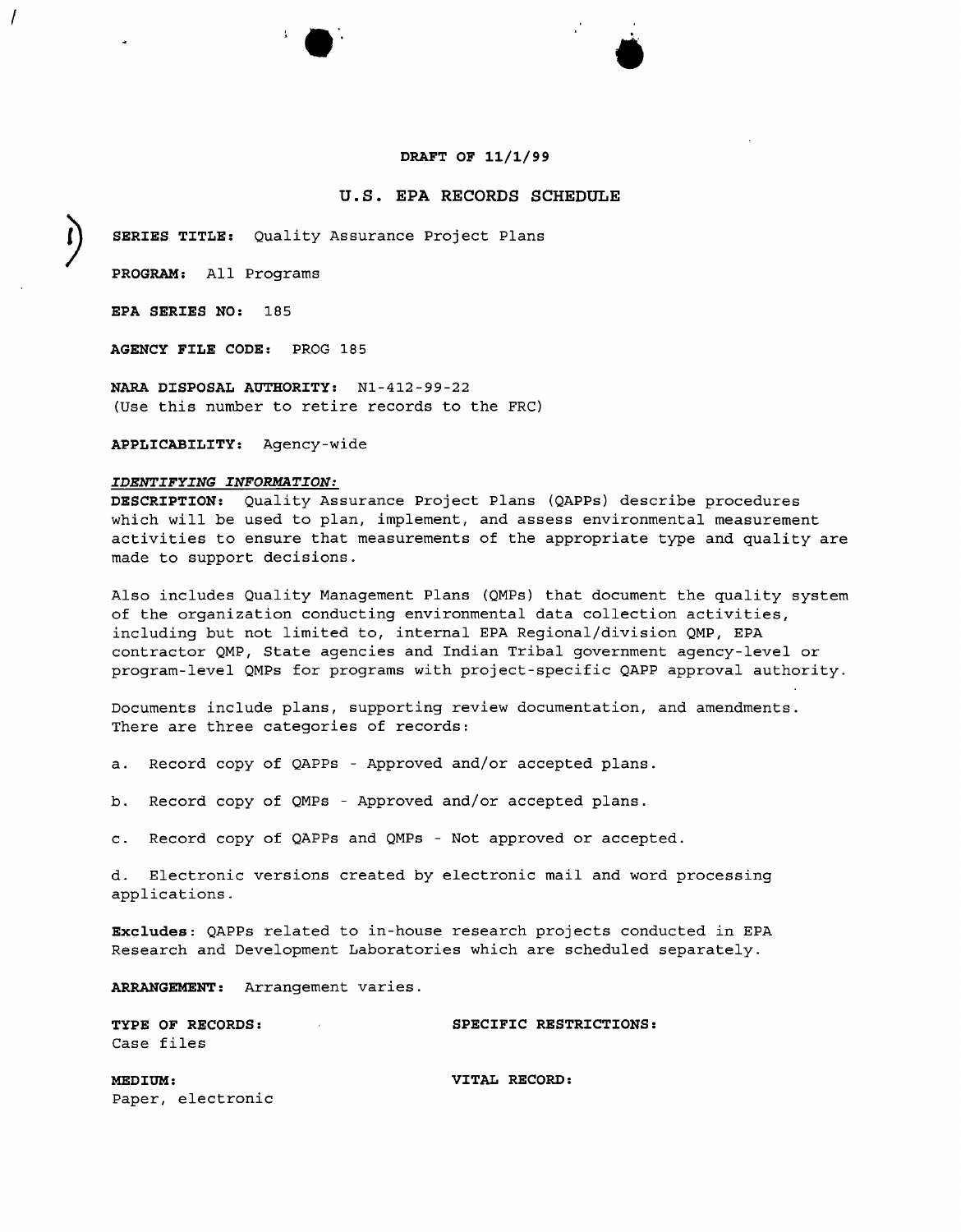DRAFT OF 11/1/99

## U.S. EPA RECORDS SCHEDULE

**SERIES TITLE:** Quality Assurance Project Plans

**PROGRAM:** All Programs

**EPA SERIES NO:** 185

**AGENCY FILE CODE:** PROG 185

**NARA DISPOSAL AUTHORITY:** N1-412-99-22
(Use this number to retire records to the FRC)

**APPLICABILITY:** Agency-wide

***IDENTIFYING INFORMATION:***

**DESCRIPTION:** Quality Assurance Project Plans (QAPPs) describe procedures which will be used to plan, implement, and assess environmental measurement activities to ensure that measurements of the appropriate type and quality are made to support decisions.

Also includes Quality Management Plans (QMPs) that document the quality system of the organization conducting environmental data collection activities, including but not limited to, internal EPA Regional/division QMP, EPA contractor QMP, State agencies and Indian Tribal government agency-level or program-level QMPs for programs with project-specific QAPP approval authority.

Documents include plans, supporting review documentation, and amendments. There are three categories of records:

a. Record copy of QAPPs - Approved and/or accepted plans.

b. Record copy of QMPs - Approved and/or accepted plans.

c. Record copy of QAPPs and QMPs - Not approved or accepted.

d. Electronic versions created by electronic mail and word processing applications.

**Excludes**: QAPPs related to in-house research projects conducted in EPA Research and Development Laboratories which are scheduled separately.

**ARRANGEMENT:** Arrangement varies.

**TYPE OF RECORDS:**
Case files

**SPECIFIC RESTRICTIONS:**

**MEDIUM:**
Paper, electronic

**VITAL RECORD:**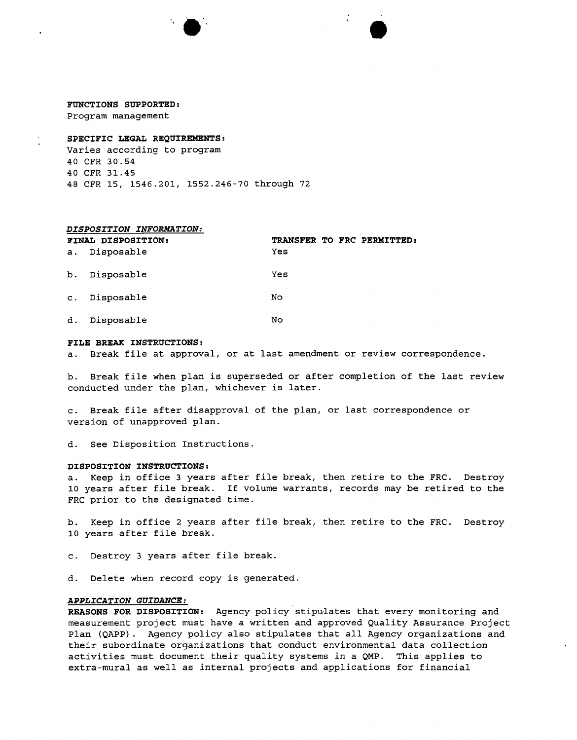**FUNCTIONS SUPPORTED:**
Program management

**SPECIFIC LEGAL REQUIREMENTS:**
Varies according to program
40 CFR 30.54
40 CFR 31.45
48 CFR 15, 1546.201, 1552.246-70 through 72

***DISPOSITION INFORMATION:***

| FINAL DISPOSITION: | TRANSFER TO FRC PERMITTED: |
|---|---|
| a. Disposable | Yes |
| b. Disposable | Yes |
| c. Disposable | No |
| d. Disposable | No |

**FILE BREAK INSTRUCTIONS:**

a. Break file at approval, or at last amendment or review correspondence.

b. Break file when plan is superseded or after completion of the last review conducted under the plan, whichever is later.

c. Break file after disapproval of the plan, or last correspondence or version of unapproved plan.

d. See Disposition Instructions.

**DISPOSITION INSTRUCTIONS:**

a. Keep in office 3 years after file break, then retire to the FRC. Destroy 10 years after file break. If volume warrants, records may be retired to the FRC prior to the designated time.

b. Keep in office 2 years after file break, then retire to the FRC. Destroy 10 years after file break.

c. Destroy 3 years after file break.

d. Delete when record copy is generated.

***APPLICATION GUIDANCE:***

**REASONS FOR DISPOSITION:** Agency policy stipulates that every monitoring and measurement project must have a written and approved Quality Assurance Project Plan (QAPP). Agency policy also stipulates that all Agency organizations and their subordinate organizations that conduct environmental data collection activities must document their quality systems in a QMP. This applies to extra-mural as well as internal projects and applications for financial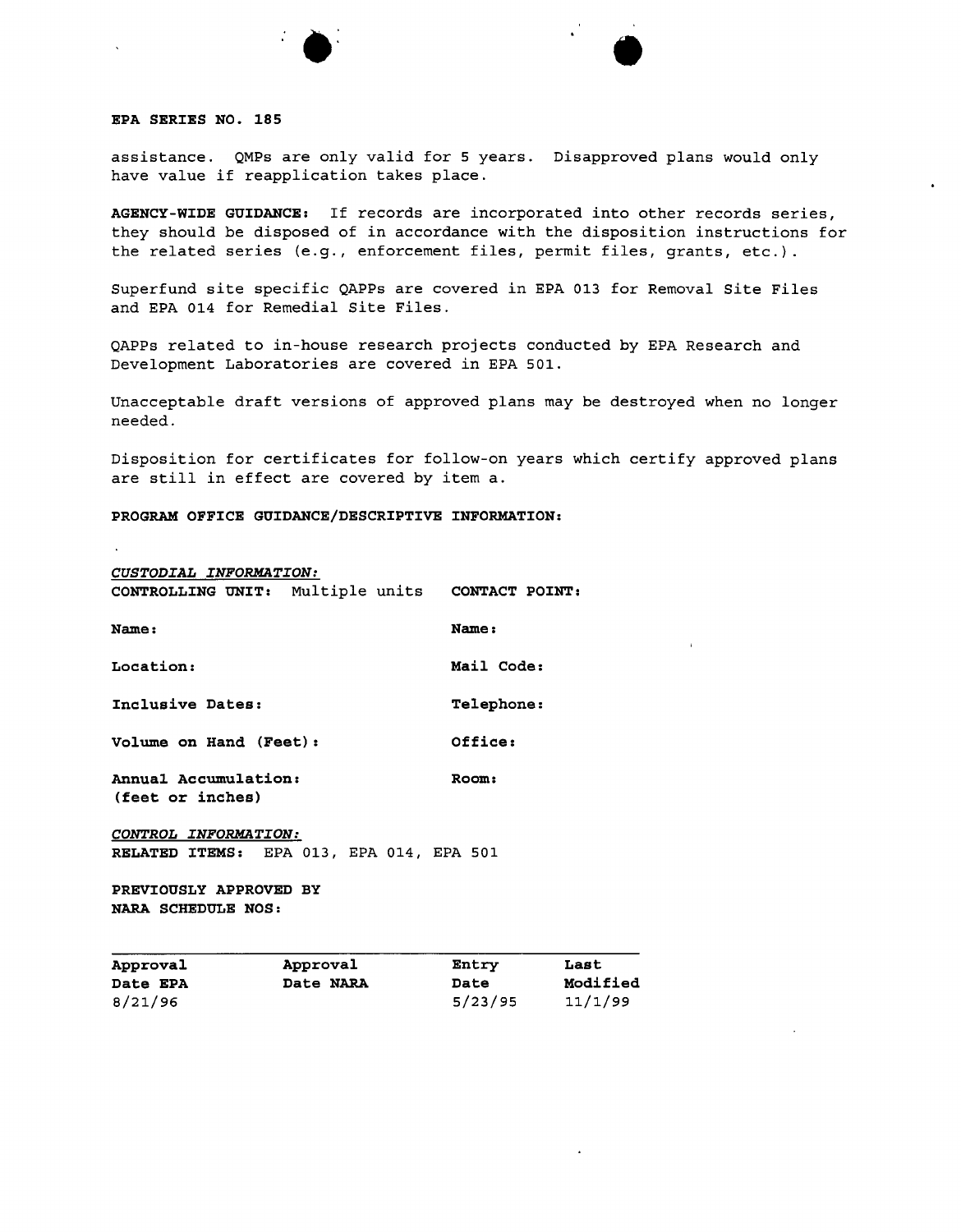**EPA SERIES NO. 185**

assistance. QMPs are only valid for 5 years. Disapproved plans would only have value if reapplication takes place.

**AGENCY-WIDE GUIDANCE:** If records are incorporated into other records series, they should be disposed of in accordance with the disposition instructions for the related series (e.g., enforcement files, permit files, grants, etc.).

Superfund site specific QAPPs are covered in EPA 013 for Removal Site Files and EPA 014 for Remedial Site Files.

QAPPs related to in-house research projects conducted by EPA Research and Development Laboratories are covered in EPA 501.

Unacceptable draft versions of approved plans may be destroyed when no longer needed.

Disposition for certificates for follow-on years which certify approved plans are still in effect are covered by item a.

**PROGRAM OFFICE GUIDANCE/DESCRIPTIVE INFORMATION:**

***CUSTODIAL INFORMATION:***

**CONTROLLING UNIT:** Multiple units

**Name:**

**Location:**

**Inclusive Dates:**

**Volume on Hand (Feet):**

**Annual Accumulation: (feet or inches)**

**CONTACT POINT:**

**Name:**

**Mail Code:**

**Telephone:**

**Office:**

**Room:**

***CONTROL INFORMATION:***

**RELATED ITEMS:** EPA 013, EPA 014, EPA 501

**PREVIOUSLY APPROVED BY NARA SCHEDULE NOS:**

| Approval Date EPA | Approval Date NARA | Entry Date | Last Modified |
|---|---|---|---|
| 8/21/96 | | 5/23/95 | 11/1/99 |